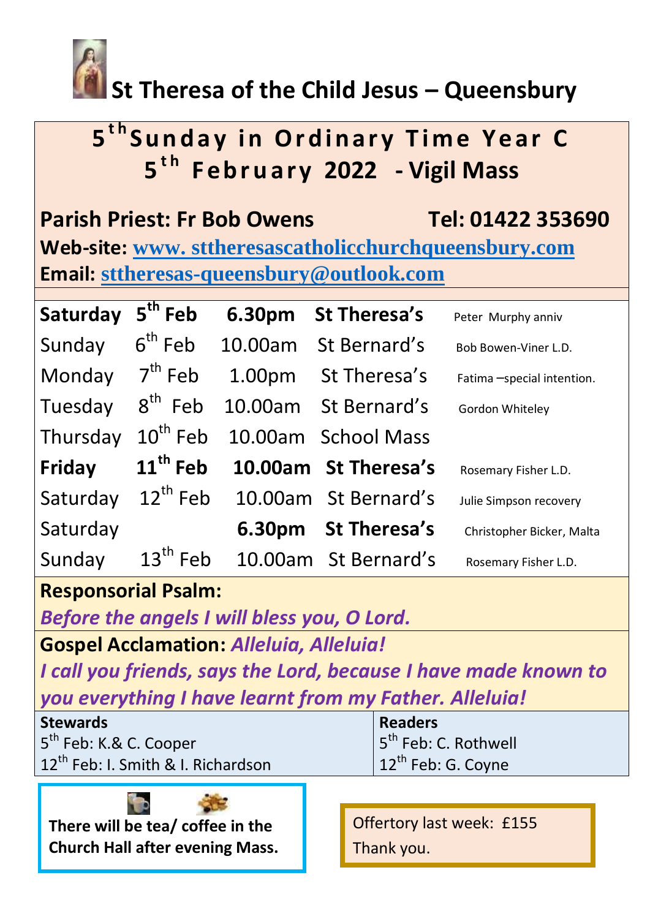# St Theresa of the Child Jesus – Queensbury

## 5th Sunday in Ordinary Time Year C
## 5th February 2022 - Vigil Mass

**Parish Priest: Fr Bob Owens** **Tel: 01422 353690**

**Web-site:** www. sttheresascatholicchurchqueensbury.com

**Email:** sttheresas-queensbury@outlook.com

| | | | | |
|---|---|---|---|---|
| **Saturday** | **5th Feb** | **6.30pm** | **St Theresa's** | Peter Murphy anniv |
| Sunday | 6th Feb | 10.00am | St Bernard's | Bob Bowen-Viner L.D. |
| Monday | 7th Feb | 1.00pm | St Theresa's | Fatima –special intention. |
| Tuesday | 8th Feb | 10.00am | St Bernard's | Gordon Whiteley |
| Thursday | 10th Feb | 10.00am | School Mass | |
| **Friday** | **11th Feb** | **10.00am** | **St Theresa's** | Rosemary Fisher L.D. |
| Saturday | 12th Feb | 10.00am | St Bernard's | Julie Simpson recovery |
| Saturday | | **6.30pm** | **St Theresa's** | Christopher Bicker, Malta |
| Sunday | 13th Feb | 10.00am | St Bernard's | Rosemary Fisher L.D. |

**Responsorial Psalm:**

***Before the angels I will bless you, O Lord.***

**Gospel Acclamation:** ***Alleluia, Alleluia!***

***I call you friends, says the Lord, because I have made known to you everything I have learnt from my Father. Alleluia!***

| **Stewards** | **Readers** |
|---|---|
| 5th Feb: K.& C. Cooper | 5th Feb: C. Rothwell |
| 12th Feb: I. Smith & I. Richardson | 12th Feb: G. Coyne |

**There will be tea/ coffee in the Church Hall after evening Mass.**

Offertory last week: £155
Thank you.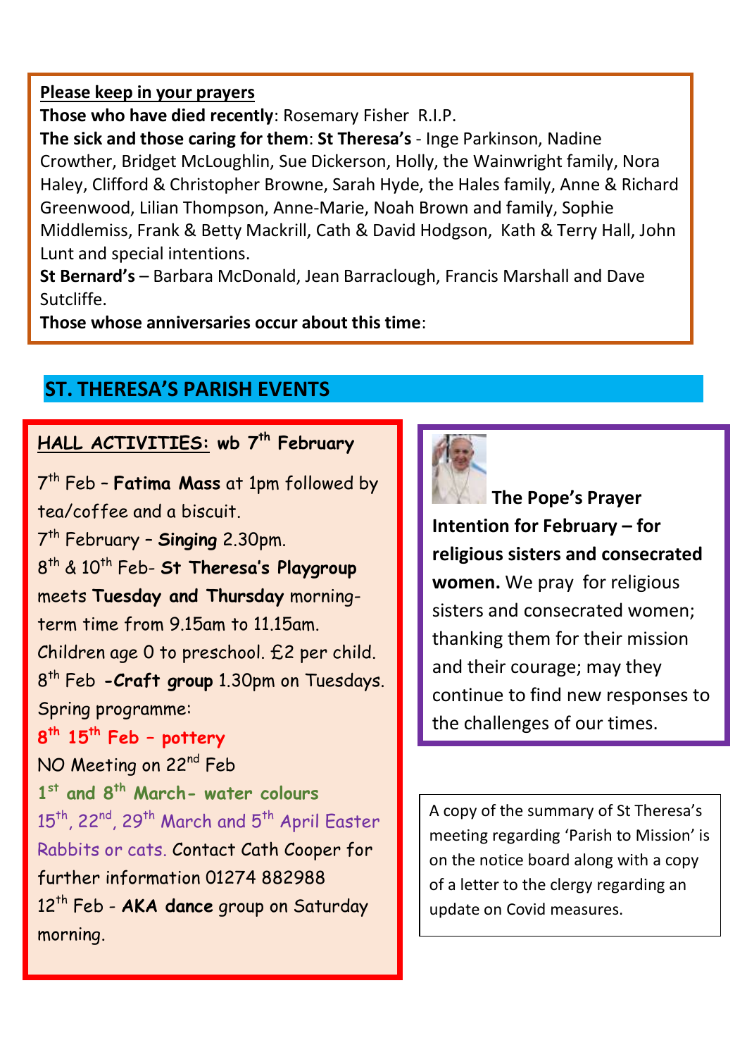**Please keep in your prayers**

**Those who have died recently**: Rosemary Fisher R.I.P.

**The sick and those caring for them**: **St Theresa's** - Inge Parkinson, Nadine Crowther, Bridget McLoughlin, Sue Dickerson, Holly, the Wainwright family, Nora Haley, Clifford & Christopher Browne, Sarah Hyde, the Hales family, Anne & Richard Greenwood, Lilian Thompson, Anne-Marie, Noah Brown and family, Sophie Middlemiss, Frank & Betty Mackrill, Cath & David Hodgson, Kath & Terry Hall, John Lunt and special intentions.

**St Bernard's** – Barbara McDonald, Jean Barraclough, Francis Marshall and Dave Sutcliffe.

**Those whose anniversaries occur about this time**:

## ST. THERESA'S PARISH EVENTS

**HALL ACTIVITIES: wb 7th February**

7th Feb – **Fatima Mass** at 1pm followed by tea/coffee and a biscuit.

7th February – **Singing** 2.30pm.

8th & 10th Feb- **St Theresa's Playgroup** meets **Tuesday and Thursday** morning-term time from 9.15am to 11.15am. Children age 0 to preschool. £2 per child.

8th Feb **-Craft group** 1.30pm on Tuesdays. Spring programme:

**8th 15th Feb – pottery**

NO Meeting on 22nd Feb

**1st and 8th March- water colours**

15th, 22nd, 29th March and 5th April Easter Rabbits or cats. Contact Cath Cooper for further information 01274 882988

12th Feb - **AKA dance** group on Saturday morning.

**The Pope's Prayer Intention for February – for religious sisters and consecrated women.** We pray for religious sisters and consecrated women; thanking them for their mission and their courage; may they continue to find new responses to the challenges of our times.

A copy of the summary of St Theresa's meeting regarding 'Parish to Mission' is on the notice board along with a copy of a letter to the clergy regarding an update on Covid measures.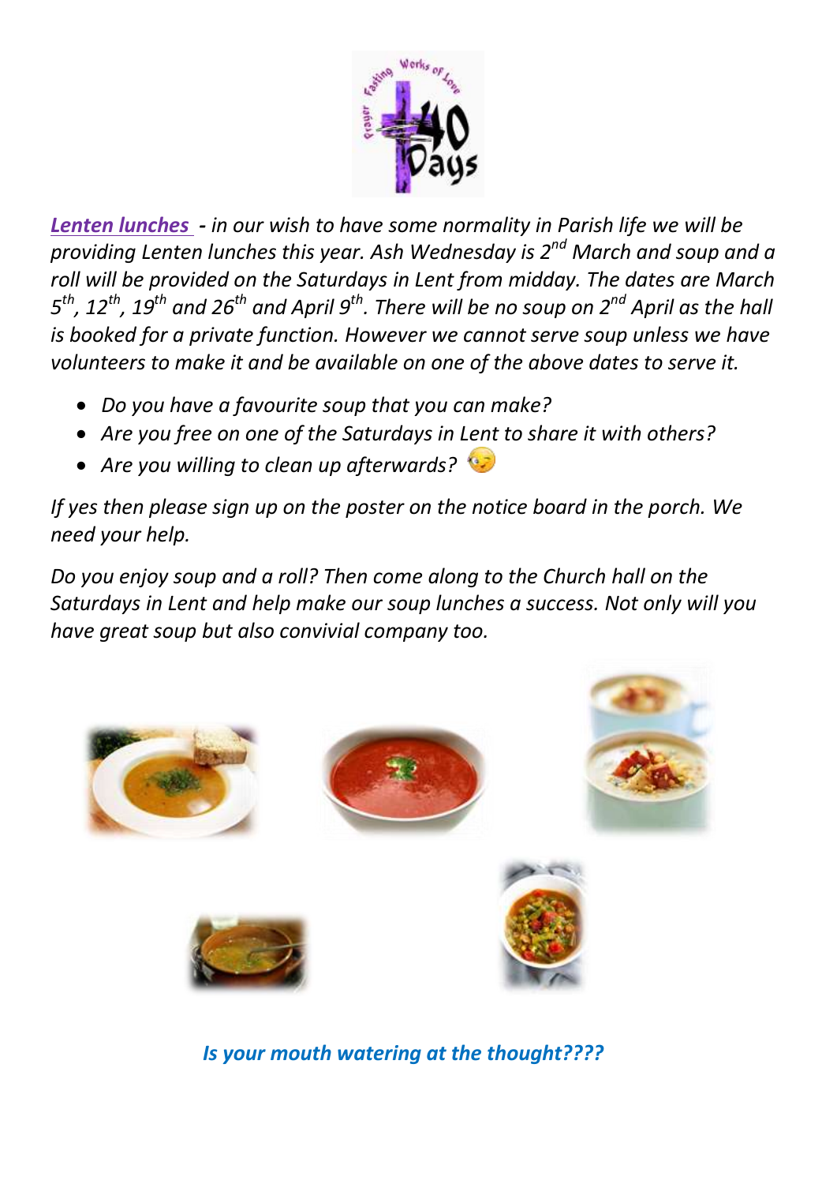***Lenten lunches*** *- in our wish to have some normality in Parish life we will be providing Lenten lunches this year. Ash Wednesday is 2nd March and soup and a roll will be provided on the Saturdays in Lent from midday. The dates are March 5th, 12th, 19th and 26th and April 9th. There will be no soup on 2nd April as the hall is booked for a private function. However we cannot serve soup unless we have volunteers to make it and be available on one of the above dates to serve it.*

- *Do you have a favourite soup that you can make?*
- *Are you free on one of the Saturdays in Lent to share it with others?*
- *Are you willing to clean up afterwards?*

*If yes then please sign up on the poster on the notice board in the porch. We need your help.*

*Do you enjoy soup and a roll? Then come along to the Church hall on the Saturdays in Lent and help make our soup lunches a success. Not only will you have great soup but also convivial company too.*

***Is your mouth watering at the thought????***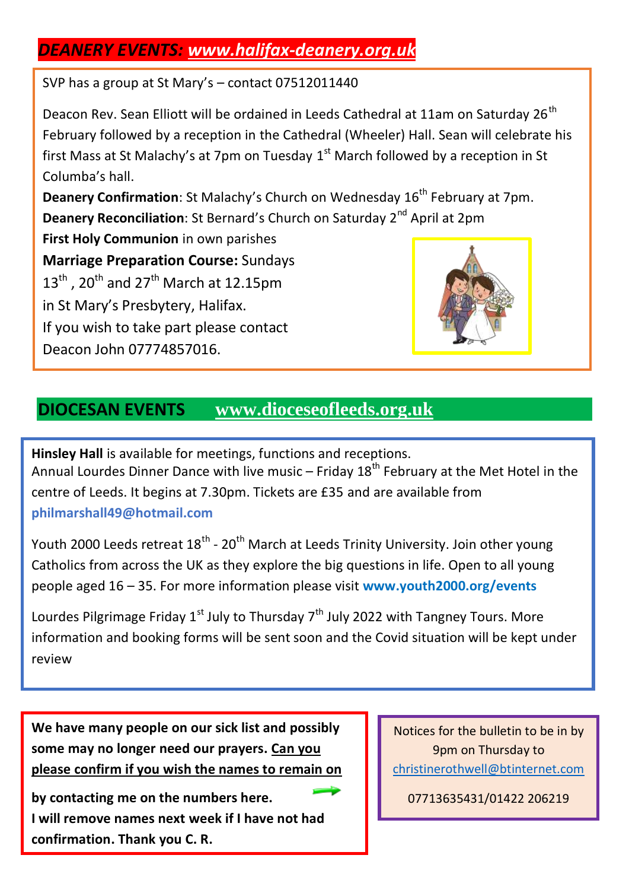## *DEANERY EVENTS:* [www.halifax-deanery.org.uk](http://www.halifax-deanery.org.uk)

SVP has a group at St Mary's – contact 07512011440

Deacon Rev. Sean Elliott will be ordained in Leeds Cathedral at 11am on Saturday 26th February followed by a reception in the Cathedral (Wheeler) Hall. Sean will celebrate his first Mass at St Malachy's at 7pm on Tuesday 1st March followed by a reception in St Columba's hall.

**Deanery Confirmation**: St Malachy's Church on Wednesday 16th February at 7pm.

**Deanery Reconciliation**: St Bernard's Church on Saturday 2nd April at 2pm

**First Holy Communion** in own parishes

**Marriage Preparation Course:** Sundays 13th, 20th and 27th March at 12.15pm in St Mary's Presbytery, Halifax. If you wish to take part please contact Deacon John 07774857016.

## DIOCESAN EVENTS [www.dioceseofleeds.org.uk](http://www.dioceseofleeds.org.uk)

**Hinsley Hall** is available for meetings, functions and receptions.

Annual Lourdes Dinner Dance with live music – Friday 18th February at the Met Hotel in the centre of Leeds. It begins at 7.30pm. Tickets are £35 and are available from **philmarshall49@hotmail.com**

Youth 2000 Leeds retreat 18th - 20th March at Leeds Trinity University. Join other young Catholics from across the UK as they explore the big questions in life. Open to all young people aged 16 – 35. For more information please visit **www.youth2000.org/events**

Lourdes Pilgrimage Friday 1st July to Thursday 7th July 2022 with Tangney Tours. More information and booking forms will be sent soon and the Covid situation will be kept under review

**We have many people on our sick list and possibly some may no longer need our prayers. Can you please confirm if you wish the names to remain on by contacting me on the numbers here.**
**I will remove names next week if I have not had confirmation. Thank you C. R.**

Notices for the bulletin to be in by 9pm on Thursday to christinerothwell@btinternet.com

07713635431/01422 206219